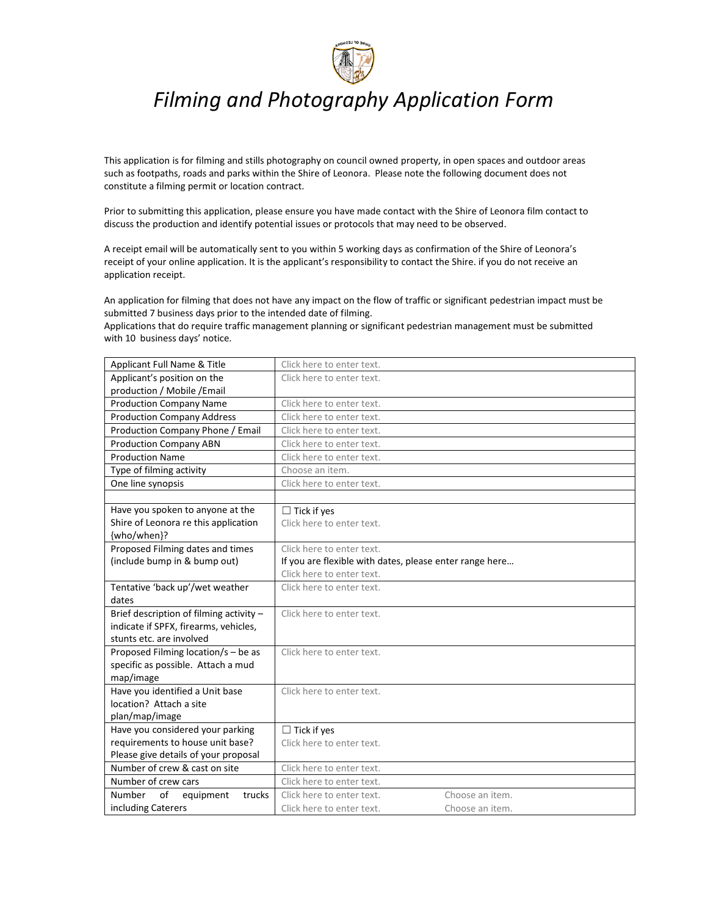# *Filming and Photography Application Form*

This application is for filming and stills photography on council owned property, in open spaces and outdoor areas such as footpaths, roads and parks within the Shire of Leonora. Please note the following document does not constitute a filming permit or location contract.

Prior to submitting this application, please ensure you have made contact with the Shire of Leonora film contact to discuss the production and identify potential issues or protocols that may need to be observed.

A receipt email will be automatically sent to you within 5 working days as confirmation of the Shire of Leonora's receipt of your online application. It is the applicant's responsibility to contact the Shire. if you do not receive an application receipt.

An application for filming that does not have any impact on the flow of traffic or significant pedestrian impact must be submitted 7 business days prior to the intended date of filming.
Applications that do require traffic management planning or significant pedestrian management must be submitted with 10 business days' notice.

| | |
|---|---|
| Applicant Full Name & Title | Click here to enter text. |
| Applicant's position on the production / Mobile /Email | Click here to enter text. |
| Production Company Name | Click here to enter text. |
| Production Company Address | Click here to enter text. |
| Production Company Phone / Email | Click here to enter text. |
| Production Company ABN | Click here to enter text. |
| Production Name | Click here to enter text. |
| Type of filming activity | Choose an item. |
| One line synopsis | Click here to enter text. |
| | |
| Have you spoken to anyone at the Shire of Leonora re this application {who/when}? | ☐ Tick if yes<br>Click here to enter text. |
| Proposed Filming dates and times (include bump in & bump out) | Click here to enter text.<br>If you are flexible with dates, please enter range here…<br>Click here to enter text. |
| Tentative 'back up'/wet weather dates | Click here to enter text. |
| Brief description of filming activity – indicate if SPFX, firearms, vehicles, stunts etc. are involved | Click here to enter text. |
| Proposed Filming location/s – be as specific as possible. Attach a mud map/image | Click here to enter text. |
| Have you identified a Unit base location? Attach a site plan/map/image | Click here to enter text. |
| Have you considered your parking requirements to house unit base? Please give details of your proposal | ☐ Tick if yes<br>Click here to enter text. |
| Number of crew & cast on site | Click here to enter text. |
| Number of crew cars | Click here to enter text. |
| Number of equipment trucks including Caterers | Click here to enter text. Choose an item.<br>Click here to enter text. Choose an item. |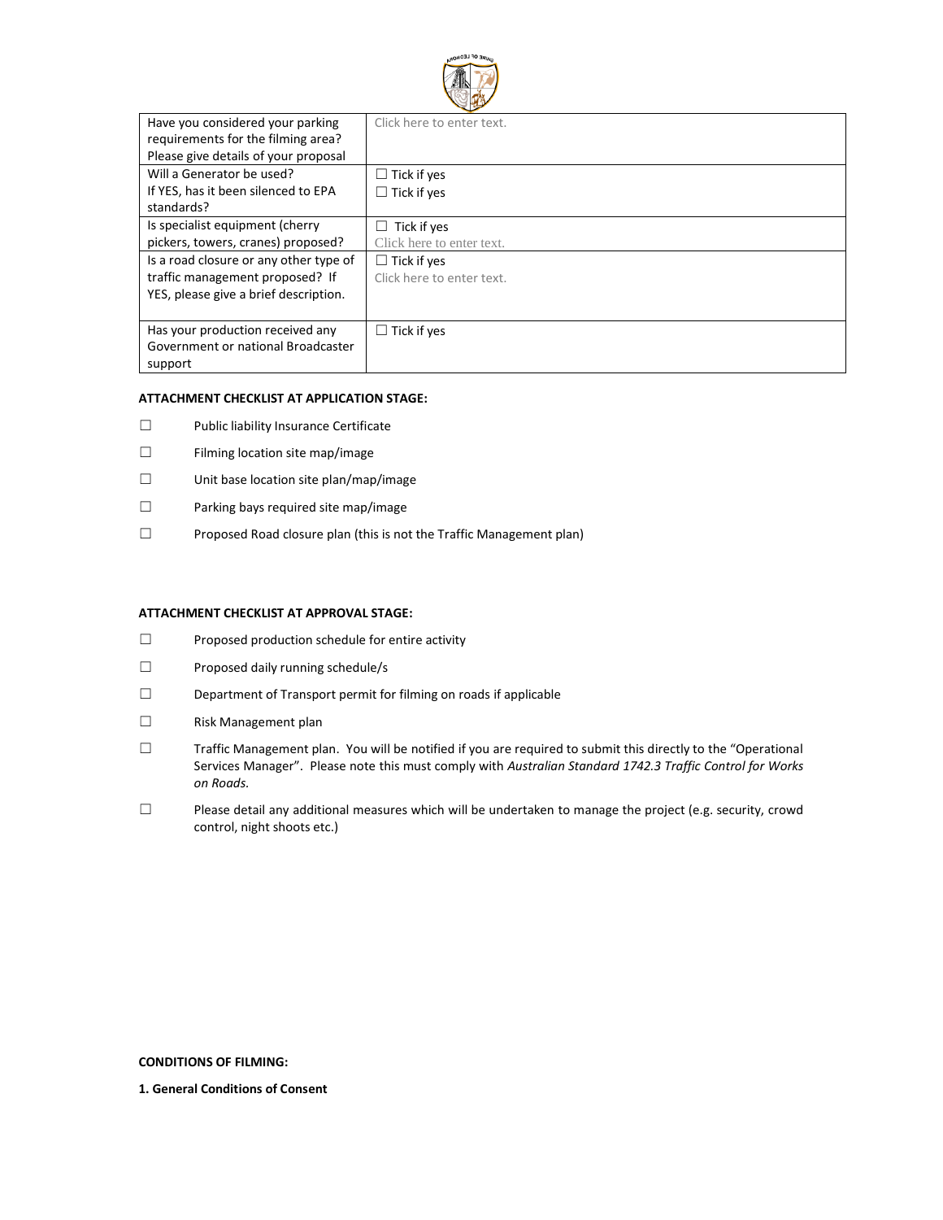| Have you considered your parking requirements for the filming area? Please give details of your proposal | Click here to enter text. |
|---|---|
| Will a Generator be used? If YES, has it been silenced to EPA standards? | ☐ Tick if yes<br>☐ Tick if yes |
| Is specialist equipment (cherry pickers, towers, cranes) proposed? | ☐ Tick if yes<br>Click here to enter text. |
| Is a road closure or any other type of traffic management proposed? If YES, please give a brief description. | ☐ Tick if yes<br>Click here to enter text. |
| Has your production received any Government or national Broadcaster support | ☐ Tick if yes |

**ATTACHMENT CHECKLIST AT APPLICATION STAGE:**

☐ Public liability Insurance Certificate

☐ Filming location site map/image

☐ Unit base location site plan/map/image

☐ Parking bays required site map/image

☐ Proposed Road closure plan (this is not the Traffic Management plan)

**ATTACHMENT CHECKLIST AT APPROVAL STAGE:**

☐ Proposed production schedule for entire activity

☐ Proposed daily running schedule/s

☐ Department of Transport permit for filming on roads if applicable

☐ Risk Management plan

☐ Traffic Management plan. You will be notified if you are required to submit this directly to the "Operational Services Manager". Please note this must comply with *Australian Standard 1742.3 Traffic Control for Works on Roads.*

☐ Please detail any additional measures which will be undertaken to manage the project (e.g. security, crowd control, night shoots etc.)

**CONDITIONS OF FILMING:**

**1. General Conditions of Consent**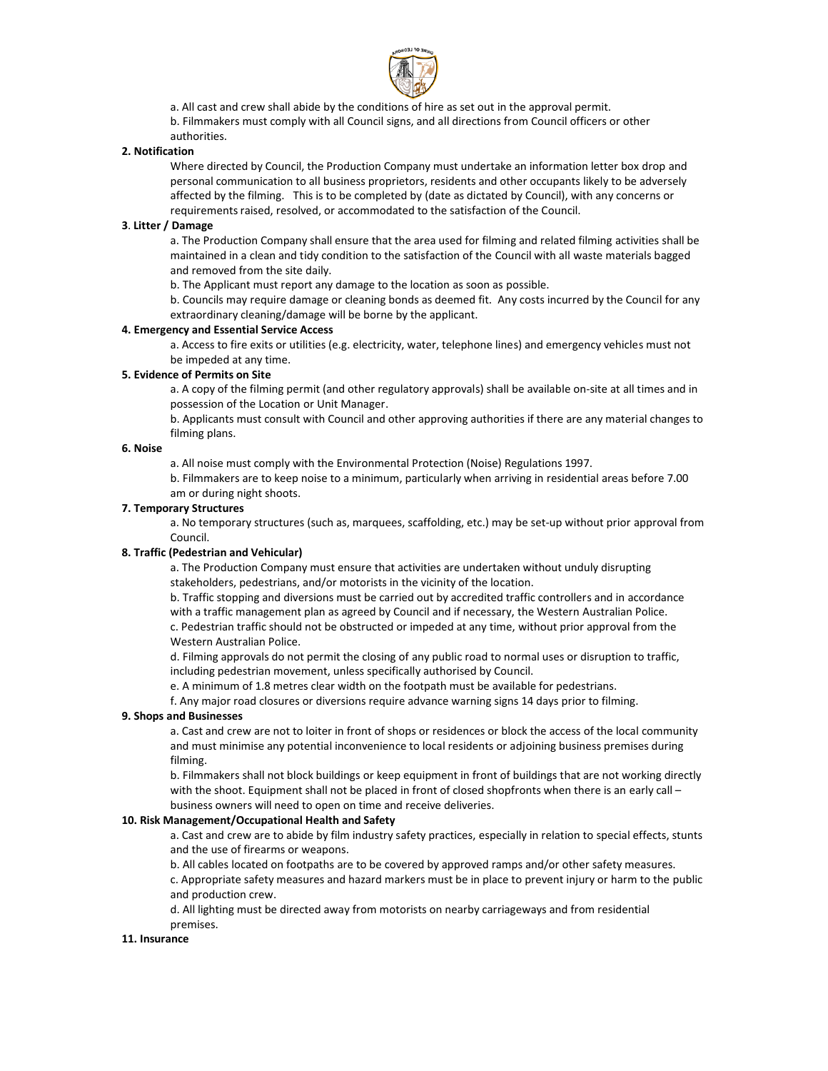a. All cast and crew shall abide by the conditions of hire as set out in the approval permit.

b. Filmmakers must comply with all Council signs, and all directions from Council officers or other authorities.

**2. Notification**

Where directed by Council, the Production Company must undertake an information letter box drop and personal communication to all business proprietors, residents and other occupants likely to be adversely affected by the filming. This is to be completed by (date as dictated by Council), with any concerns or requirements raised, resolved, or accommodated to the satisfaction of the Council.

**3. Litter / Damage**

a. The Production Company shall ensure that the area used for filming and related filming activities shall be maintained in a clean and tidy condition to the satisfaction of the Council with all waste materials bagged and removed from the site daily.

b. The Applicant must report any damage to the location as soon as possible.

b. Councils may require damage or cleaning bonds as deemed fit. Any costs incurred by the Council for any extraordinary cleaning/damage will be borne by the applicant.

**4. Emergency and Essential Service Access**

a. Access to fire exits or utilities (e.g. electricity, water, telephone lines) and emergency vehicles must not be impeded at any time.

**5. Evidence of Permits on Site**

a. A copy of the filming permit (and other regulatory approvals) shall be available on-site at all times and in possession of the Location or Unit Manager.

b. Applicants must consult with Council and other approving authorities if there are any material changes to filming plans.

**6. Noise**

a. All noise must comply with the Environmental Protection (Noise) Regulations 1997.

b. Filmmakers are to keep noise to a minimum, particularly when arriving in residential areas before 7.00 am or during night shoots.

**7. Temporary Structures**

a. No temporary structures (such as, marquees, scaffolding, etc.) may be set-up without prior approval from Council.

**8. Traffic (Pedestrian and Vehicular)**

a. The Production Company must ensure that activities are undertaken without unduly disrupting stakeholders, pedestrians, and/or motorists in the vicinity of the location.

b. Traffic stopping and diversions must be carried out by accredited traffic controllers and in accordance with a traffic management plan as agreed by Council and if necessary, the Western Australian Police.

c. Pedestrian traffic should not be obstructed or impeded at any time, without prior approval from the Western Australian Police.

d. Filming approvals do not permit the closing of any public road to normal uses or disruption to traffic, including pedestrian movement, unless specifically authorised by Council.

e. A minimum of 1.8 metres clear width on the footpath must be available for pedestrians.

f. Any major road closures or diversions require advance warning signs 14 days prior to filming.

**9. Shops and Businesses**

a. Cast and crew are not to loiter in front of shops or residences or block the access of the local community and must minimise any potential inconvenience to local residents or adjoining business premises during filming.

b. Filmmakers shall not block buildings or keep equipment in front of buildings that are not working directly with the shoot. Equipment shall not be placed in front of closed shopfronts when there is an early call – business owners will need to open on time and receive deliveries.

**10. Risk Management/Occupational Health and Safety**

a. Cast and crew are to abide by film industry safety practices, especially in relation to special effects, stunts and the use of firearms or weapons.

b. All cables located on footpaths are to be covered by approved ramps and/or other safety measures.

c. Appropriate safety measures and hazard markers must be in place to prevent injury or harm to the public and production crew.

d. All lighting must be directed away from motorists on nearby carriageways and from residential premises.

**11. Insurance**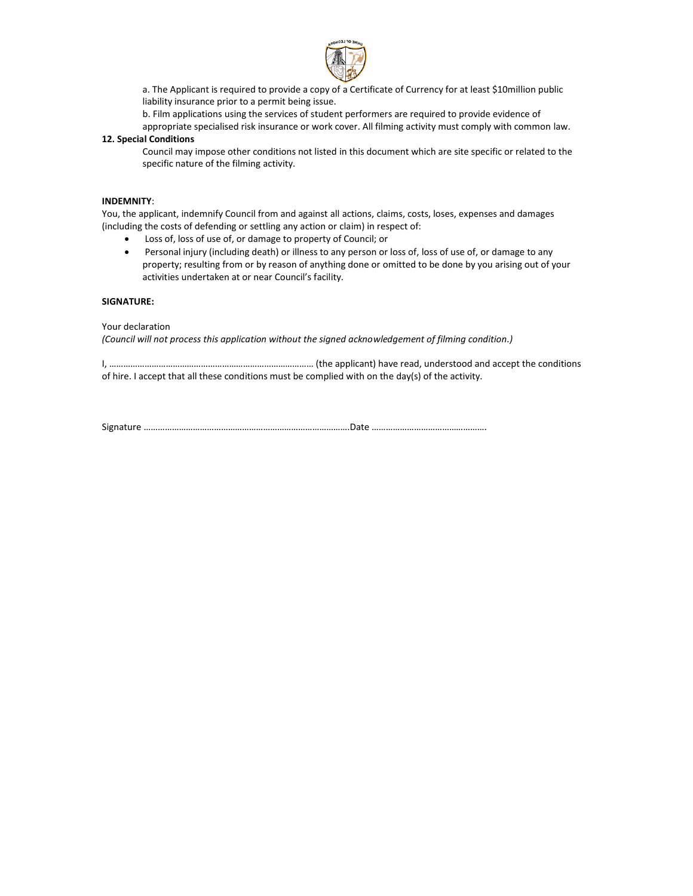a. The Applicant is required to provide a copy of a Certificate of Currency for at least $10million public liability insurance prior to a permit being issue.

b. Film applications using the services of student performers are required to provide evidence of appropriate specialised risk insurance or work cover. All filming activity must comply with common law.

**12. Special Conditions**

Council may impose other conditions not listed in this document which are site specific or related to the specific nature of the filming activity.

**INDEMNITY**:

You, the applicant, indemnify Council from and against all actions, claims, costs, loses, expenses and damages (including the costs of defending or settling any action or claim) in respect of:

- Loss of, loss of use of, or damage to property of Council; or
- Personal injury (including death) or illness to any person or loss of, loss of use of, or damage to any property; resulting from or by reason of anything done or omitted to be done by you arising out of your activities undertaken at or near Council's facility.

**SIGNATURE:**

Your declaration

*(Council will not process this application without the signed acknowledgement of filming condition.)*

I, ………………………………………………………………………… (the applicant) have read, understood and accept the conditions of hire. I accept that all these conditions must be complied with on the day(s) of the activity.

Signature …………………………………………………………………………..Date ………………………………………….